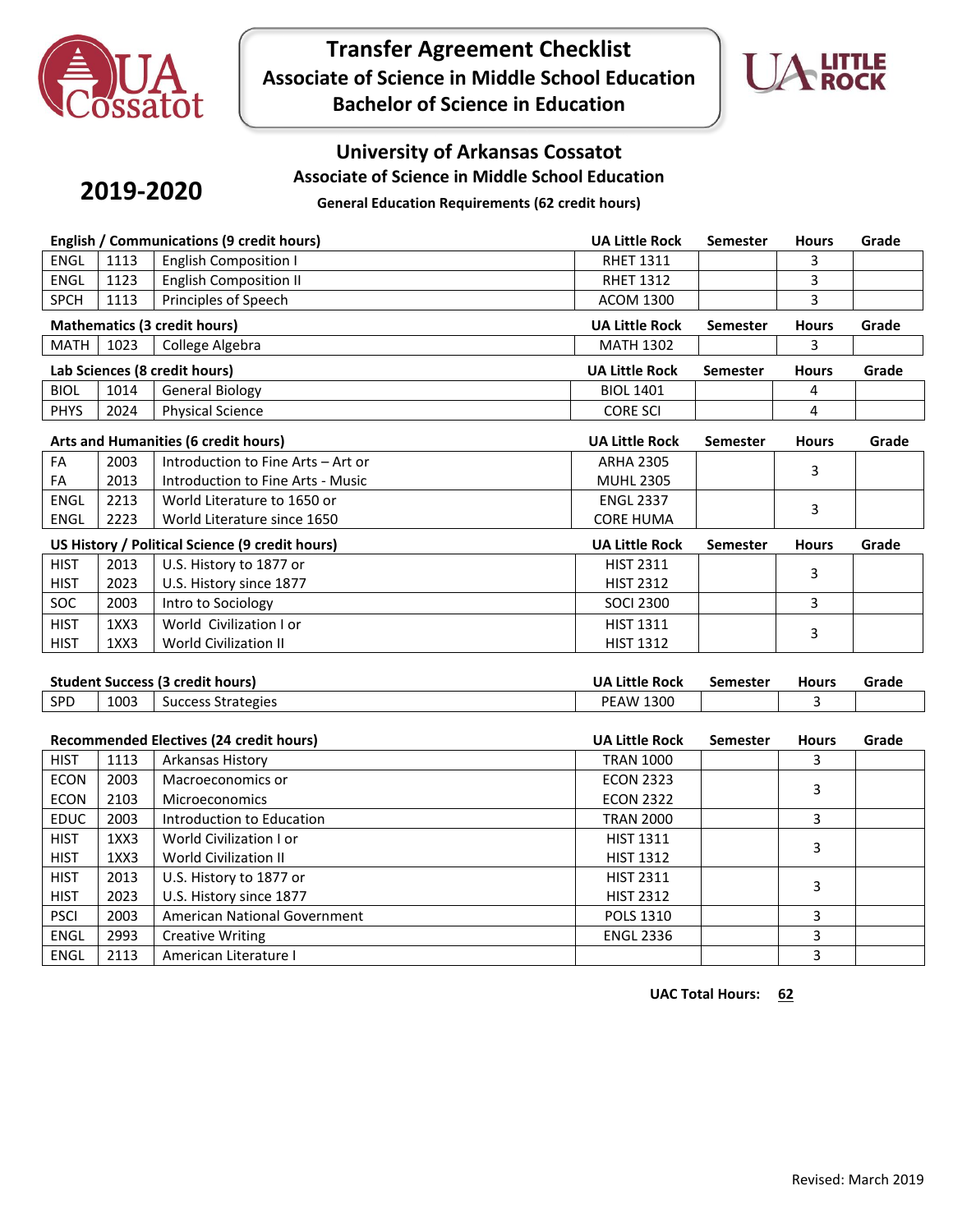# Transfer Agreement Checklist
## Associate of Science in Middle School Education
## Bachelor of Science in Education

**2019-2020**

## University of Arkansas Cossatot
### Associate of Science in Middle School Education
**General Education Requirements (62 credit hours)**

| English / Communications (9 credit hours) | | | UA Little Rock | Semester | Hours | Grade |
|---|---|---|---|---|---|---|
| ENGL | 1113 | English Composition I | RHET 1311 | | 3 | |
| ENGL | 1123 | English Composition II | RHET 1312 | | 3 | |
| SPCH | 1113 | Principles of Speech | ACOM 1300 | | 3 | |

| Mathematics (3 credit hours) | | | UA Little Rock | Semester | Hours | Grade |
|---|---|---|---|---|---|---|
| MATH | 1023 | College Algebra | MATH 1302 | | 3 | |

| Lab Sciences (8 credit hours) | | | UA Little Rock | Semester | Hours | Grade |
|---|---|---|---|---|---|---|
| BIOL | 1014 | General Biology | BIOL 1401 | | 4 | |
| PHYS | 2024 | Physical Science | CORE SCI | | 4 | |

| Arts and Humanities (6 credit hours) | | | UA Little Rock | Semester | Hours | Grade |
|---|---|---|---|---|---|---|
| FA | 2003 | Introduction to Fine Arts – Art or | ARHA 2305 | | 3 | |
| FA | 2013 | Introduction to Fine Arts - Music | MUHL 2305 | | | |
| ENGL | 2213 | World Literature to 1650 or | ENGL 2337 | | 3 | |
| ENGL | 2223 | World Literature since 1650 | CORE HUMA | | | |

| US History / Political Science (9 credit hours) | | | UA Little Rock | Semester | Hours | Grade |
|---|---|---|---|---|---|---|
| HIST | 2013 | U.S. History to 1877 or | HIST 2311 | | 3 | |
| HIST | 2023 | U.S. History since 1877 | HIST 2312 | | | |
| SOC | 2003 | Intro to Sociology | SOCI 2300 | | 3 | |
| HIST | 1XX3 | World Civilization I or | HIST 1311 | | 3 | |
| HIST | 1XX3 | World Civilization II | HIST 1312 | | | |

| Student Success (3 credit hours) | | | UA Little Rock | Semester | Hours | Grade |
|---|---|---|---|---|---|---|
| SPD | 1003 | Success Strategies | PEAW 1300 | | 3 | |

| Recommended Electives (24 credit hours) | | | UA Little Rock | Semester | Hours | Grade |
|---|---|---|---|---|---|---|
| HIST | 1113 | Arkansas History | TRAN 1000 | | 3 | |
| ECON | 2003 | Macroeconomics or | ECON 2323 | | 3 | |
| ECON | 2103 | Microeconomics | ECON 2322 | | | |
| EDUC | 2003 | Introduction to Education | TRAN 2000 | | 3 | |
| HIST | 1XX3 | World Civilization I or | HIST 1311 | | 3 | |
| HIST | 1XX3 | World Civilization II | HIST 1312 | | | |
| HIST | 2013 | U.S. History to 1877 or | HIST 2311 | | 3 | |
| HIST | 2023 | U.S. History since 1877 | HIST 2312 | | | |
| PSCI | 2003 | American National Government | POLS 1310 | | 3 | |
| ENGL | 2993 | Creative Writing | ENGL 2336 | | 3 | |
| ENGL | 2113 | American Literature I | | | 3 | |

**UAC Total Hours:** **62**

Revised: March 2019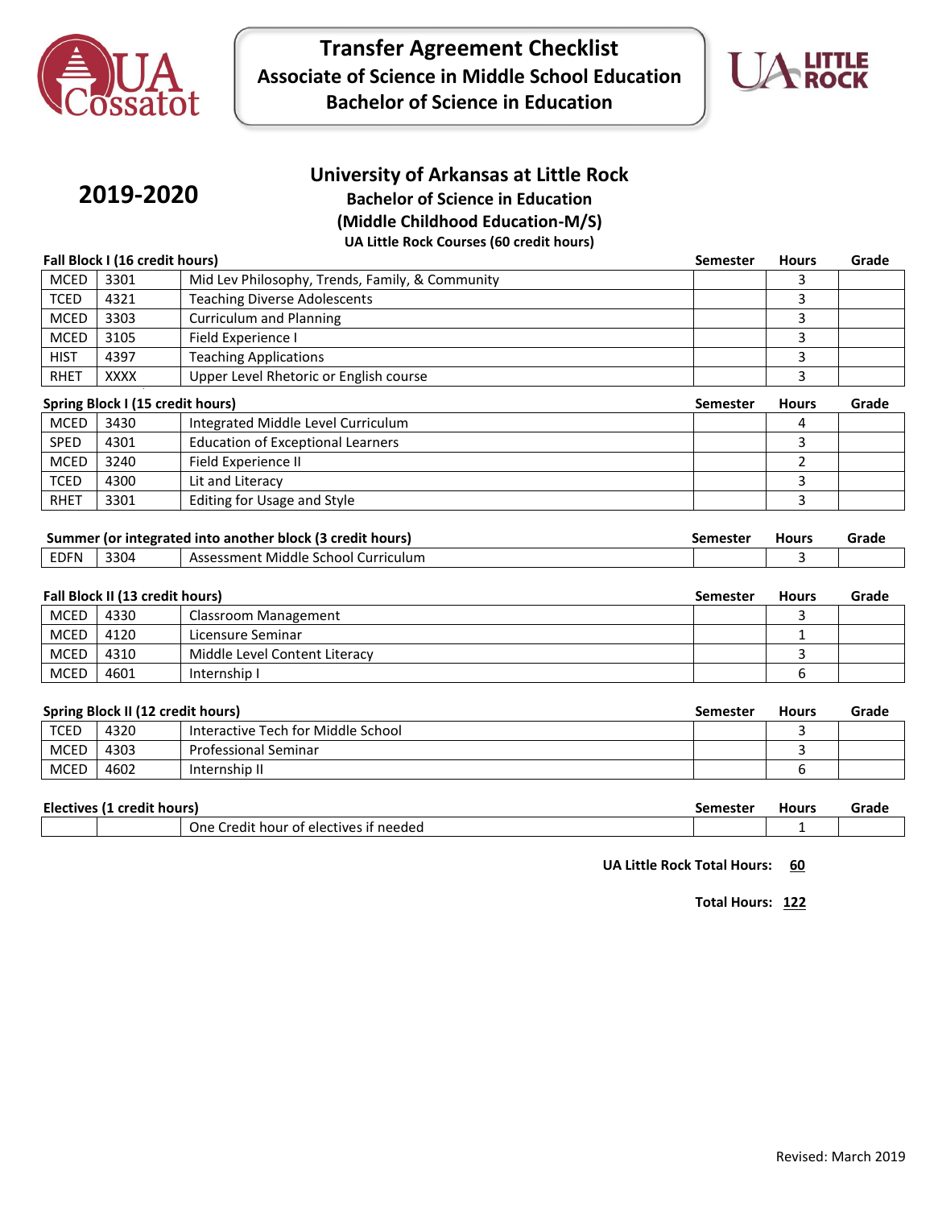# Transfer Agreement Checklist
## Associate of Science in Middle School Education
## Bachelor of Science in Education

**2019-2020**

## University of Arkansas at Little Rock
### Bachelor of Science in Education
### (Middle Childhood Education-M/S)
**UA Little Rock Courses (60 credit hours)**

| Fall Block I (16 credit hours) | | | Semester | Hours | Grade |
|---|---|---|---|---|---|
| MCED | 3301 | Mid Lev Philosophy, Trends, Family, & Community | | 3 | |
| TCED | 4321 | Teaching Diverse Adolescents | | 3 | |
| MCED | 3303 | Curriculum and Planning | | 3 | |
| MCED | 3105 | Field Experience I | | 3 | |
| HIST | 4397 | Teaching Applications | | 3 | |
| RHET | XXXX | Upper Level Rhetoric or English course | | 3 | |

| Spring Block I (15 credit hours) | | | Semester | Hours | Grade |
|---|---|---|---|---|---|
| MCED | 3430 | Integrated Middle Level Curriculum | | 4 | |
| SPED | 4301 | Education of Exceptional Learners | | 3 | |
| MCED | 3240 | Field Experience II | | 2 | |
| TCED | 4300 | Lit and Literacy | | 3 | |
| RHET | 3301 | Editing for Usage and Style | | 3 | |

| Summer (or integrated into another block (3 credit hours) | | | Semester | Hours | Grade |
|---|---|---|---|---|---|
| EDFN | 3304 | Assessment Middle School Curriculum | | 3 | |

| Fall Block II (13 credit hours) | | | Semester | Hours | Grade |
|---|---|---|---|---|---|
| MCED | 4330 | Classroom Management | | 3 | |
| MCED | 4120 | Licensure Seminar | | 1 | |
| MCED | 4310 | Middle Level Content Literacy | | 3 | |
| MCED | 4601 | Internship I | | 6 | |

| Spring Block II (12 credit hours) | | | Semester | Hours | Grade |
|---|---|---|---|---|---|
| TCED | 4320 | Interactive Tech for Middle School | | 3 | |
| MCED | 4303 | Professional Seminar | | 3 | |
| MCED | 4602 | Internship II | | 6 | |

| Electives (1 credit hours) | | | Semester | Hours | Grade |
|---|---|---|---|---|---|
| | | One Credit hour of electives if needed | | 1 | |

**UA Little Rock Total Hours: 60**

**Total Hours: 122**

Revised: March 2019